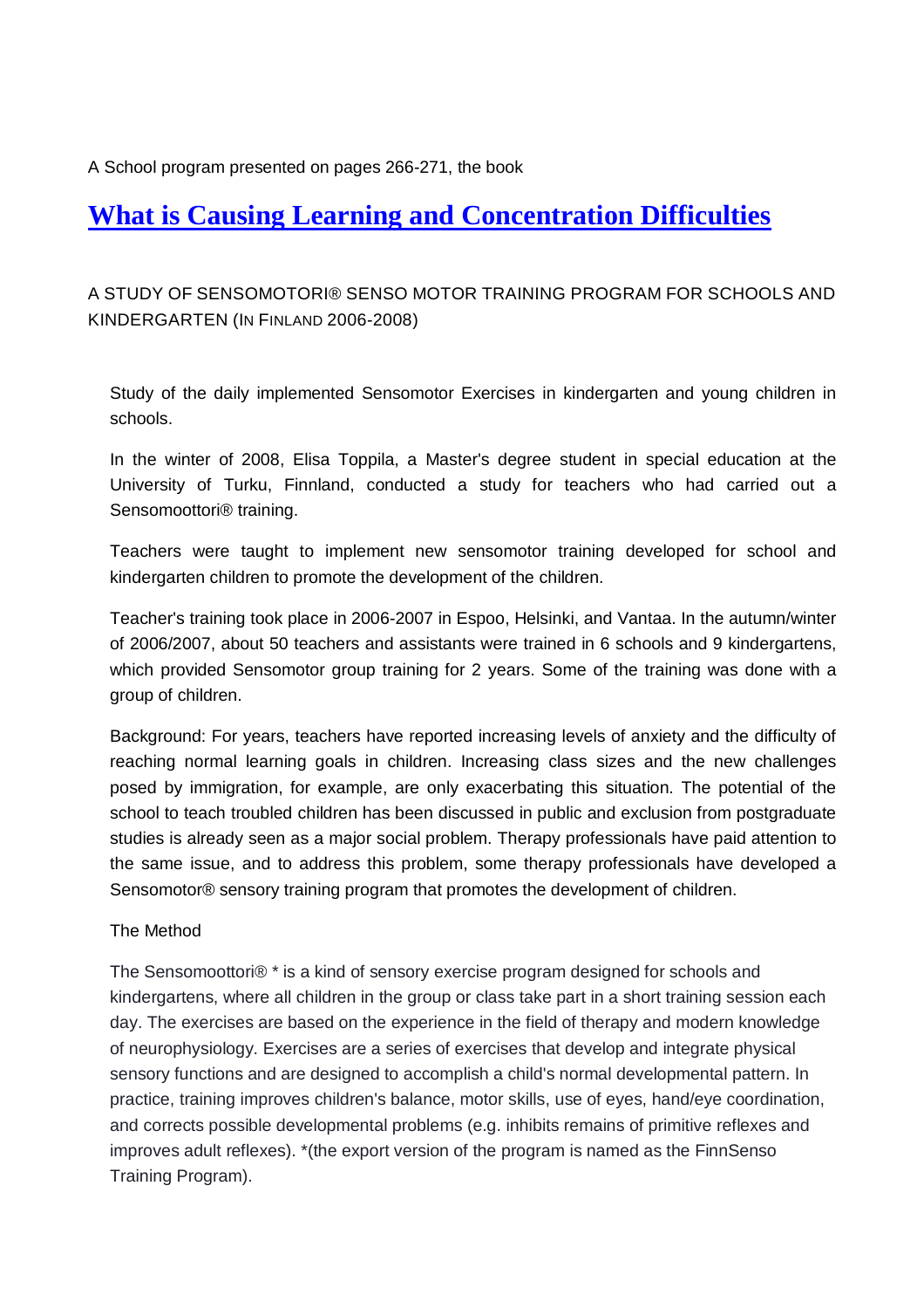A School program presented on pages 266-271, the book

# [What is Causing Learning and Concentration Difficulties]

A STUDY OF SENSOMOTORI® SENSO MOTOR TRAINING PROGRAM FOR SCHOOLS AND KINDERGARTEN (IN FINLAND 2006-2008)

Study of the daily implemented Sensomotor Exercises in kindergarten and young children in schools.

In the winter of 2008, Elisa Toppila, a Master's degree student in special education at the University of Turku, Finnland, conducted a study for teachers who had carried out a Sensomoottori® training.

Teachers were taught to implement new sensomotor training developed for school and kindergarten children to promote the development of the children.

Teacher's training took place in 2006-2007 in Espoo, Helsinki, and Vantaa. In the autumn/winter of 2006/2007, about 50 teachers and assistants were trained in 6 schools and 9 kindergartens, which provided Sensomotor group training for 2 years. Some of the training was done with a group of children.

Background: For years, teachers have reported increasing levels of anxiety and the difficulty of reaching normal learning goals in children. Increasing class sizes and the new challenges posed by immigration, for example, are only exacerbating this situation. The potential of the school to teach troubled children has been discussed in public and exclusion from postgraduate studies is already seen as a major social problem. Therapy professionals have paid attention to the same issue, and to address this problem, some therapy professionals have developed a Sensomotor® sensory training program that promotes the development of children.

The Method

The Sensomoottori® * is a kind of sensory exercise program designed for schools and kindergartens, where all children in the group or class take part in a short training session each day. The exercises are based on the experience in the field of therapy and modern knowledge of neurophysiology. Exercises are a series of exercises that develop and integrate physical sensory functions and are designed to accomplish a child's normal developmental pattern. In practice, training improves children's balance, motor skills, use of eyes, hand/eye coordination, and corrects possible developmental problems (e.g. inhibits remains of primitive reflexes and improves adult reflexes). *(the export version of the program is named as the FinnSenso Training Program).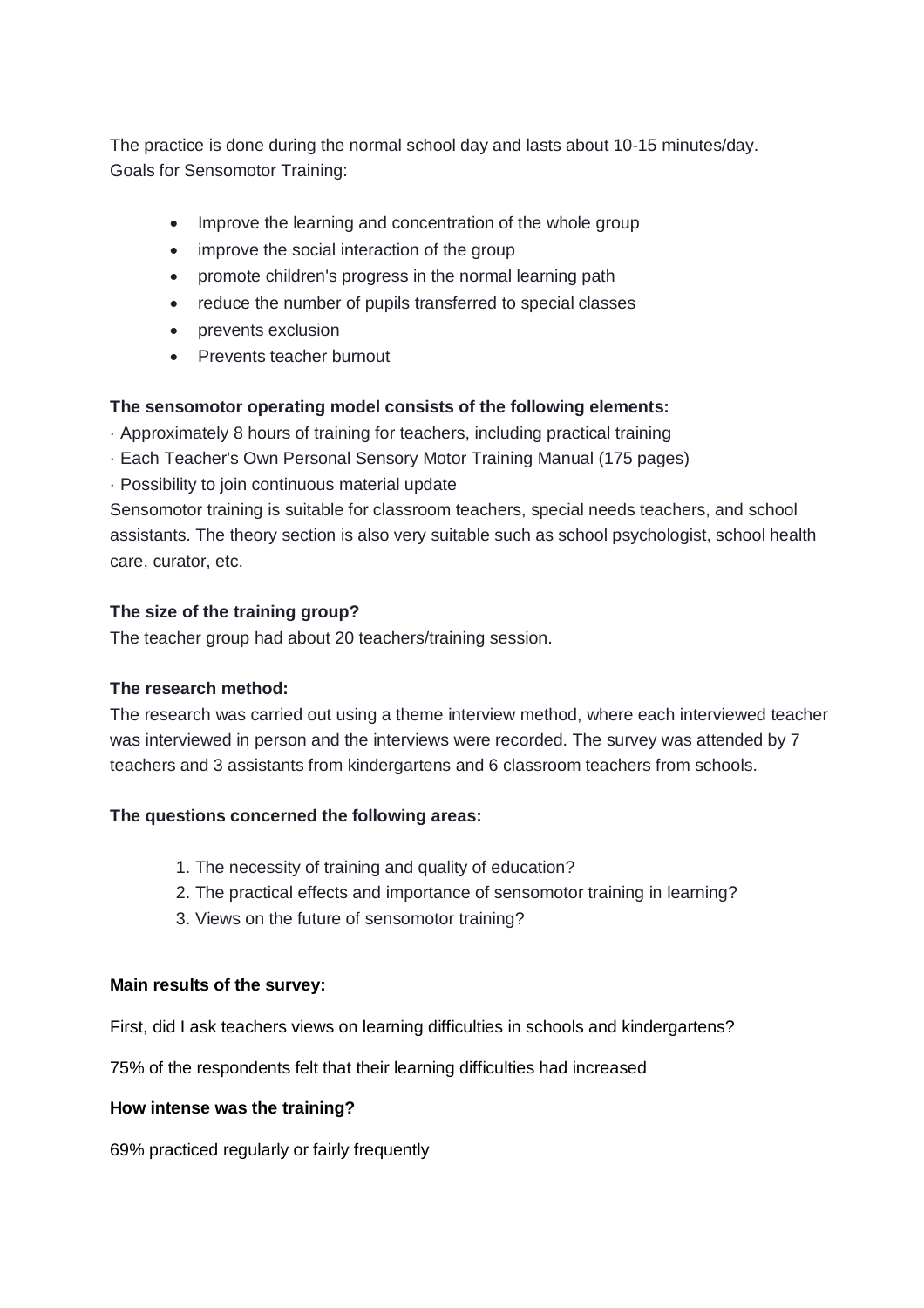The practice is done during the normal school day and lasts about 10-15 minutes/day.
Goals for Sensomotor Training:

- Improve the learning and concentration of the whole group
- improve the social interaction of the group
- promote children's progress in the normal learning path
- reduce the number of pupils transferred to special classes
- prevents exclusion
- Prevents teacher burnout

**The sensomotor operating model consists of the following elements:**

· Approximately 8 hours of training for teachers, including practical training
· Each Teacher's Own Personal Sensory Motor Training Manual (175 pages)
· Possibility to join continuous material update

Sensomotor training is suitable for classroom teachers, special needs teachers, and school assistants. The theory section is also very suitable such as school psychologist, school health care, curator, etc.

**The size of the training group?**

The teacher group had about 20 teachers/training session.

**The research method:**

The research was carried out using a theme interview method, where each interviewed teacher was interviewed in person and the interviews were recorded. The survey was attended by 7 teachers and 3 assistants from kindergartens and 6 classroom teachers from schools.

**The questions concerned the following areas:**

1. The necessity of training and quality of education?
2. The practical effects and importance of sensomotor training in learning?
3. Views on the future of sensomotor training?

**Main results of the survey:**

First, did I ask teachers views on learning difficulties in schools and kindergartens?

75% of the respondents felt that their learning difficulties had increased

**How intense was the training?**

69% practiced regularly or fairly frequently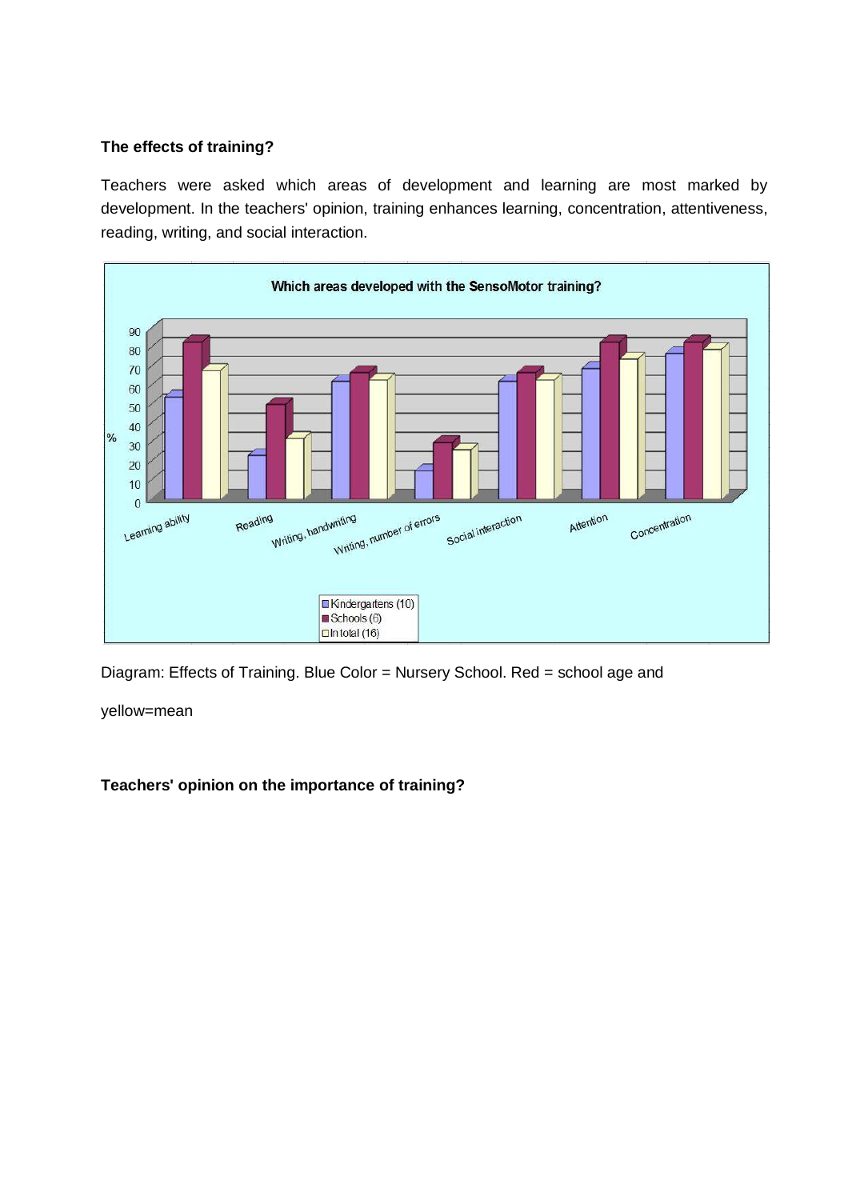**The effects of training?**

Teachers were asked which areas of development and learning are most marked by development. In the teachers' opinion, training enhances learning, concentration, attentiveness, reading, writing, and social interaction.

Diagram: Effects of Training. Blue Color = Nursery School. Red = school age and

yellow=mean

**Teachers' opinion on the importance of training?**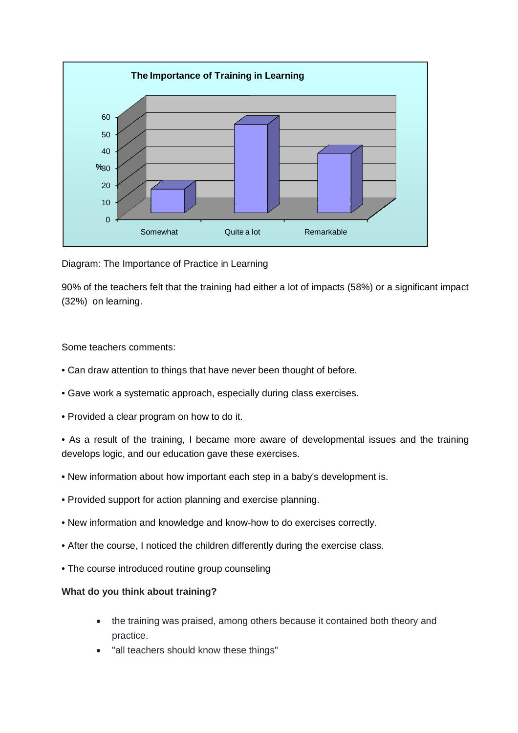Diagram: The Importance of Practice in Learning

90% of the teachers felt that the training had either a lot of impacts (58%) or a significant impact (32%) on learning.

Some teachers comments:

• Can draw attention to things that have never been thought of before.

• Gave work a systematic approach, especially during class exercises.

• Provided a clear program on how to do it.

• As a result of the training, I became more aware of developmental issues and the training develops logic, and our education gave these exercises.

• New information about how important each step in a baby's development is.

• Provided support for action planning and exercise planning.

• New information and knowledge and know-how to do exercises correctly.

• After the course, I noticed the children differently during the exercise class.

• The course introduced routine group counseling

**What do you think about training?**

- the training was praised, among others because it contained both theory and practice.
- "all teachers should know these things"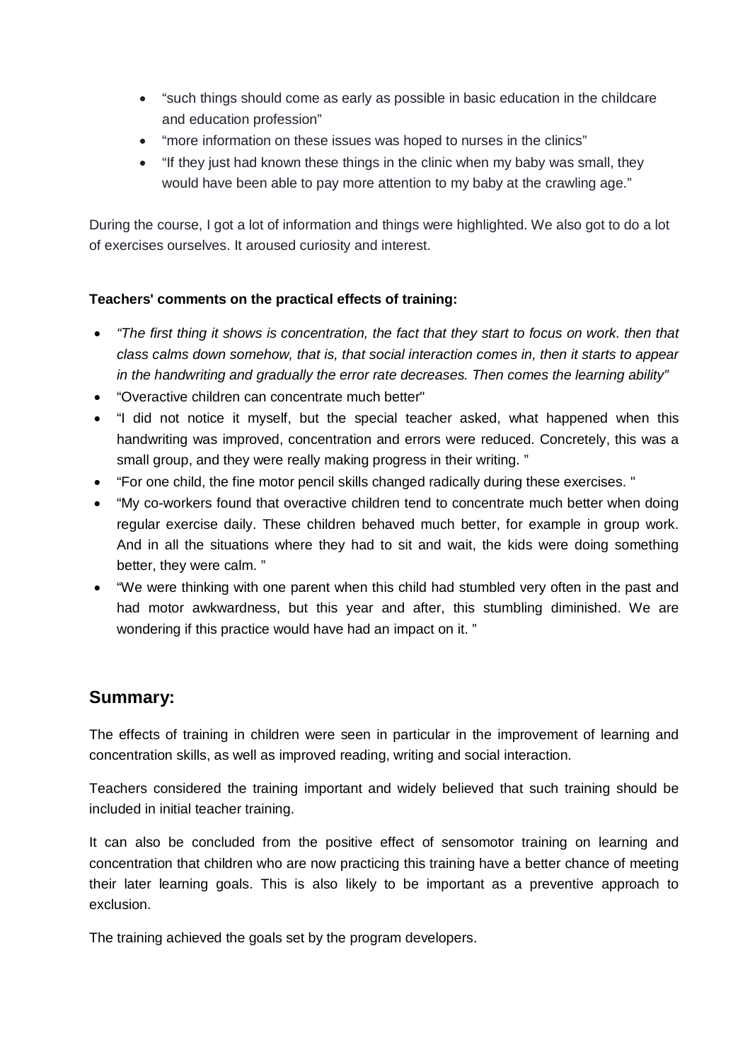- “such things should come as early as possible in basic education in the childcare and education profession”
- “more information on these issues was hoped to nurses in the clinics”
- “If they just had known these things in the clinic when my baby was small, they would have been able to pay more attention to my baby at the crawling age.”

During the course, I got a lot of information and things were highlighted. We also got to do a lot of exercises ourselves. It aroused curiosity and interest.

**Teachers' comments on the practical effects of training:**

- *“The first thing it shows is concentration, the fact that they start to focus on work. then that class calms down somehow, that is, that social interaction comes in, then it starts to appear in the handwriting and gradually the error rate decreases. Then comes the learning ability”*
- “Overactive children can concentrate much better"
- “I did not notice it myself, but the special teacher asked, what happened when this handwriting was improved, concentration and errors were reduced. Concretely, this was a small group, and they were really making progress in their writing. ”
- “For one child, the fine motor pencil skills changed radically during these exercises. "
- “My co-workers found that overactive children tend to concentrate much better when doing regular exercise daily. These children behaved much better, for example in group work. And in all the situations where they had to sit and wait, the kids were doing something better, they were calm. ”
- “We were thinking with one parent when this child had stumbled very often in the past and had motor awkwardness, but this year and after, this stumbling diminished. We are wondering if this practice would have had an impact on it. ”

## Summary:

The effects of training in children were seen in particular in the improvement of learning and concentration skills, as well as improved reading, writing and social interaction.

Teachers considered the training important and widely believed that such training should be included in initial teacher training.

It can also be concluded from the positive effect of sensomotor training on learning and concentration that children who are now practicing this training have a better chance of meeting their later learning goals. This is also likely to be important as a preventive approach to exclusion.

The training achieved the goals set by the program developers.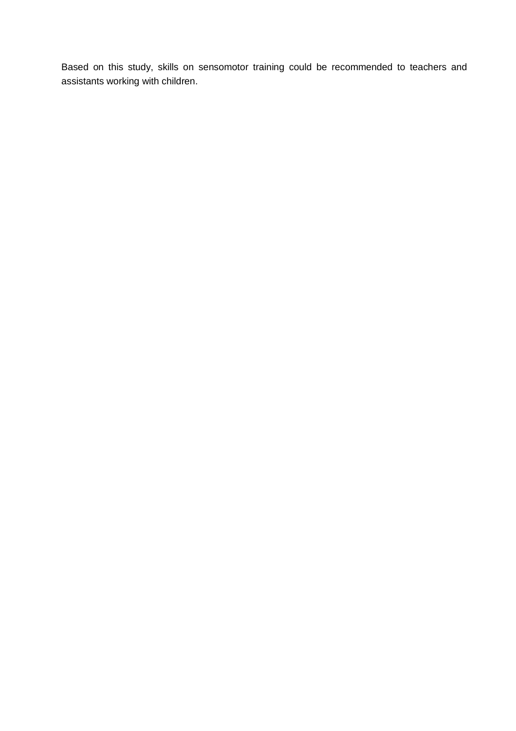Based on this study, skills on sensomotor training could be recommended to teachers and assistants working with children.